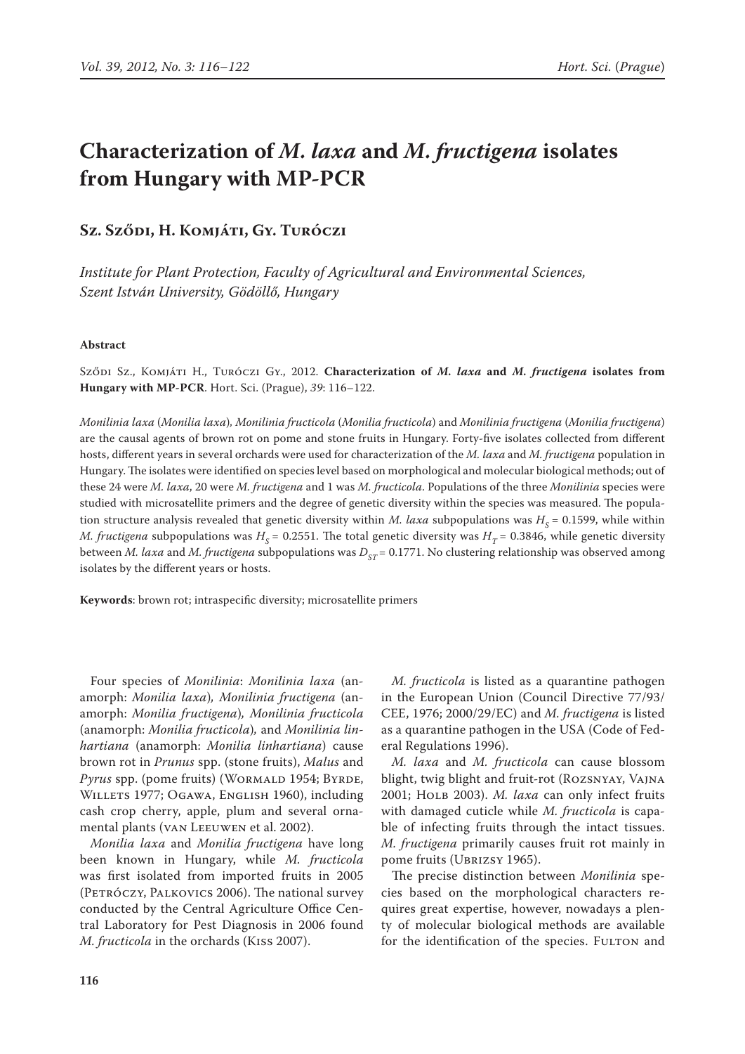# Characterization of *M. laxa* and *M. fructigena* isolates from Hungary with MP-PCR

**Sz. Sződi, H. Komjáti, Gy. Turóczi**

*Institute for Plant Protection, Faculty of Agricultural and Environmental Sciences, Szent István University, Gödöllő, Hungary*

#### Abstract

Sződi Sz., Komjáti H., Turóczi Gy., 2012. **Characterization of *M. laxa* and *M. fructigena* isolates from Hungary with MP-PCR**. Hort. Sci. (Prague), *39*: 116–122.

*Monilinia laxa* (*Monilia laxa*), *Monilinia fructicola* (*Monilia fructicola*) and *Monilinia fructigena* (*Monilia fructigena*) are the causal agents of brown rot on pome and stone fruits in Hungary. Forty-five isolates collected from different hosts, different years in several orchards were used for characterization of the *M. laxa* and *M. fructigena* population in Hungary. The isolates were identified on species level based on morphological and molecular biological methods; out of these 24 were *M. laxa*, 20 were *M. fructigena* and 1 was *M. fructicola*. Populations of the three *Monilinia* species were studied with microsatellite primers and the degree of genetic diversity within the species was measured. The population structure analysis revealed that genetic diversity within *M. laxa* subpopulations was $H_S = 0.1599$, while within *M. fructigena* subpopulations was $H_S = 0.2551$. The total genetic diversity was $H_T = 0.3846$, while genetic diversity between *M. laxa* and *M. fructigena* subpopulations was $D_{ST} = 0.1771$. No clustering relationship was observed among isolates by the different years or hosts.

**Keywords**: brown rot; intraspecific diversity; microsatellite primers

Four species of *Monilinia*: *Monilinia laxa* (anamorph: *Monilia laxa*), *Monilinia fructigena* (anamorph: *Monilia fructigena*), *Monilinia fructicola* (anamorph: *Monilia fructicola*), and *Monilinia linhartiana* (anamorph: *Monilia linhartiana*) cause brown rot in *Prunus* spp. (stone fruits), *Malus* and *Pyrus* spp. (pome fruits) (Wormald 1954; Byrde, Willets 1977; Ogawa, English 1960), including cash crop cherry, apple, plum and several ornamental plants (van Leeuwen et al. 2002).

*Monilia laxa* and *Monilia fructigena* have long been known in Hungary, while *M. fructicola* was first isolated from imported fruits in 2005 (Petróczy, Palkovics 2006). The national survey conducted by the Central Agriculture Office Central Laboratory for Pest Diagnosis in 2006 found *M. fructicola* in the orchards (Kiss 2007).

*M. fructicola* is listed as a quarantine pathogen in the European Union (Council Directive 77/93/CEE, 1976; 2000/29/EC) and *M. fructigena* is listed as a quarantine pathogen in the USA (Code of Federal Regulations 1996).

*M. laxa* and *M. fructicola* can cause blossom blight, twig blight and fruit-rot (Rozsnyay, Vajna 2001; Holb 2003). *M. laxa* can only infect fruits with damaged cuticle while *M. fructicola* is capable of infecting fruits through the intact tissues. *M. fructigena* primarily causes fruit rot mainly in pome fruits (Ubrizsy 1965).

The precise distinction between *Monilinia* species based on the morphological characters requires great expertise, however, nowadays a plenty of molecular biological methods are available for the identification of the species. Fulton and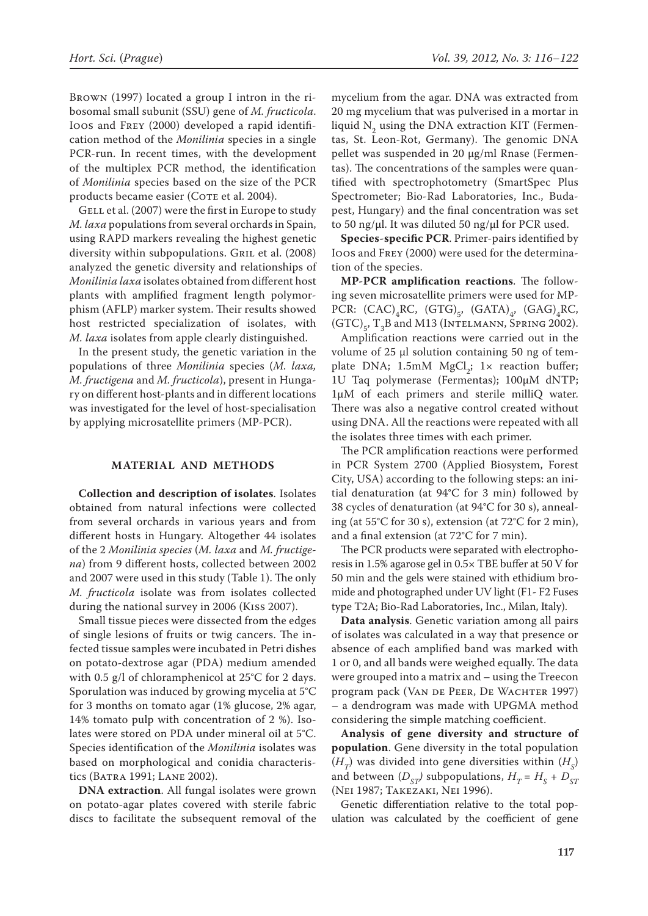Brown (1997) located a group I intron in the ribosomal small subunit (SSU) gene of *M. fructicola*. Ioos and Frey (2000) developed a rapid identification method of the *Monilinia* species in a single PCR-run. In recent times, with the development of the multiplex PCR method, the identification of *Monilinia* species based on the size of the PCR products became easier (Cote et al. 2004).

Gell et al. (2007) were the first in Europe to study *M. laxa* populations from several orchards in Spain, using RAPD markers revealing the highest genetic diversity within subpopulations. Gril et al. (2008) analyzed the genetic diversity and relationships of *Monilinia laxa* isolates obtained from different host plants with amplified fragment length polymorphism (AFLP) marker system. Their results showed host restricted specialization of isolates, with *M. laxa* isolates from apple clearly distinguished.

In the present study, the genetic variation in the populations of three *Monilinia* species (*M. laxa, M. fructigena* and *M. fructicola*), present in Hungary on different host-plants and in different locations was investigated for the level of host-specialisation by applying microsatellite primers (MP-PCR).

## MATERIAL AND METHODS

**Collection and description of isolates**. Isolates obtained from natural infections were collected from several orchards in various years and from different hosts in Hungary. Altogether 44 isolates of the 2 *Monilinia species* (*M. laxa* and *M. fructigena*) from 9 different hosts, collected between 2002 and 2007 were used in this study (Table 1). The only *M. fructicola* isolate was from isolates collected during the national survey in 2006 (Kiss 2007).

Small tissue pieces were dissected from the edges of single lesions of fruits or twig cancers. The infected tissue samples were incubated in Petri dishes on potato-dextrose agar (PDA) medium amended with 0.5 g/l of chloramphenicol at 25°C for 2 days. Sporulation was induced by growing mycelia at 5°C for 3 months on tomato agar (1% glucose, 2% agar, 14% tomato pulp with concentration of 2 %). Isolates were stored on PDA under mineral oil at 5°C. Species identification of the *Monilinia* isolates was based on morphological and conidia characteristics (Batra 1991; Lane 2002).

**DNA extraction**. All fungal isolates were grown on potato-agar plates covered with sterile fabric discs to facilitate the subsequent removal of the mycelium from the agar. DNA was extracted from 20 mg mycelium that was pulverised in a mortar in liquid $N_2$ using the DNA extraction KIT (Fermentas, St. Leon-Rot, Germany). The genomic DNA pellet was suspended in 20 µg/ml Rnase (Fermentas). The concentrations of the samples were quantified with spectrophotometry (SmartSpec Plus Spectrometer; Bio-Rad Laboratories, Inc., Budapest, Hungary) and the final concentration was set to 50 ng/µl. It was diluted 50 ng/µl for PCR used.

**Species-specific PCR**. Primer-pairs identified by Ioos and Frey (2000) were used for the determination of the species.

**MP-PCR amplification reactions**. The following seven microsatellite primers were used for MP-PCR: $(CAC)_4RC$, $(GTG)_5$, $(GATA)_4$, $(GAG)_4RC$, $(GTC)_5$, $T_3B$ and M13 (Intelmann, Spring 2002).

Amplification reactions were carried out in the volume of 25 µl solution containing 50 ng of template DNA; 1.5mM $MgCl_2$; 1× reaction buffer; 1U Taq polymerase (Fermentas); 100µM dNTP; 1µM of each primers and sterile milliQ water. There was also a negative control created without using DNA. All the reactions were repeated with all the isolates three times with each primer.

The PCR amplification reactions were performed in PCR System 2700 (Applied Biosystem, Forest City, USA) according to the following steps: an initial denaturation (at 94°C for 3 min) followed by 38 cycles of denaturation (at 94°C for 30 s), annealing (at 55°C for 30 s), extension (at 72°C for 2 min), and a final extension (at 72°C for 7 min).

The PCR products were separated with electrophoresis in 1.5% agarose gel in 0.5× TBE buffer at 50 V for 50 min and the gels were stained with ethidium bromide and photographed under UV light (F1- F2 Fuses type T2A; Bio-Rad Laboratories, Inc., Milan, Italy).

**Data analysis**. Genetic variation among all pairs of isolates was calculated in a way that presence or absence of each amplified band was marked with 1 or 0, and all bands were weighed equally. The data were grouped into a matrix and – using the Treecon program pack (Van de Peer, De Wachter 1997) – a dendrogram was made with UPGMA method considering the simple matching coefficient.

**Analysis of gene diversity and structure of population**. Gene diversity in the total population ($H_T$) was divided into gene diversities within ($H_S$) and between ($D_{ST}$) subpopulations, $H_T = H_S + D_{ST}$ (Nei 1987; Takezaki, Nei 1996).

Genetic differentiation relative to the total population was calculated by the coefficient of gene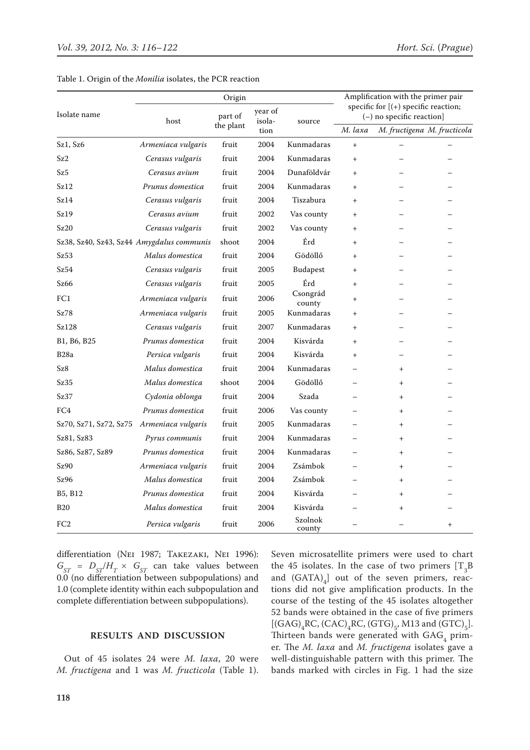Table 1. Origin of the *Monilia* isolates, the PCR reaction

| Isolate name | Origin | | | | Amplification with the primer pair specific for [(+) specific reaction; (–) no specific reaction] | | |
|---|---|---|---|---|---|---|---|
| | host | part of the plant | year of isolation | source | *M. laxa* | *M. fructigena* | *M. fructicola* |
| Sz1, Sz6 | *Armeniaca vulgaris* | fruit | 2004 | Kunmadaras | + | – | – |
| Sz2 | *Cerasus vulgaris* | fruit | 2004 | Kunmadaras | + | – | – |
| Sz5 | *Cerasus avium* | fruit | 2004 | Dunaföldvár | + | – | – |
| Sz12 | *Prunus domestica* | fruit | 2004 | Kunmadaras | + | – | – |
| Sz14 | *Cerasus vulgaris* | fruit | 2004 | Tiszabura | + | – | – |
| Sz19 | *Cerasus avium* | fruit | 2002 | Vas county | + | – | – |
| Sz20 | *Cerasus vulgaris* | fruit | 2002 | Vas county | + | – | – |
| Sz38, Sz40, Sz43, Sz44 | *Amygdalus communis* | shoot | 2004 | Érd | + | – | – |
| Sz53 | *Malus domestica* | fruit | 2004 | Gödöllő | + | – | – |
| Sz54 | *Cerasus vulgaris* | fruit | 2005 | Budapest | + | – | – |
| Sz66 | *Cerasus vulgaris* | fruit | 2005 | Érd | + | – | – |
| FC1 | *Armeniaca vulgaris* | fruit | 2006 | Csongrád county | + | – | – |
| Sz78 | *Armeniaca vulgaris* | fruit | 2005 | Kunmadaras | + | – | – |
| Sz128 | *Cerasus vulgaris* | fruit | 2007 | Kunmadaras | + | – | – |
| B1, B6, B25 | *Prunus domestica* | fruit | 2004 | Kisvárda | + | – | – |
| B28a | *Persica vulgaris* | fruit | 2004 | Kisvárda | + | – | – |
| Sz8 | *Malus domestica* | fruit | 2004 | Kunmadaras | – | + | – |
| Sz35 | *Malus domestica* | shoot | 2004 | Gödöllő | – | + | – |
| Sz37 | *Cydonia oblonga* | fruit | 2004 | Szada | – | + | – |
| FC4 | *Prunus domestica* | fruit | 2006 | Vas county | – | + | – |
| Sz70, Sz71, Sz72, Sz75 | *Armeniaca vulgaris* | fruit | 2005 | Kunmadaras | – | + | – |
| Sz81, Sz83 | *Pyrus communis* | fruit | 2004 | Kunmadaras | – | + | – |
| Sz86, Sz87, Sz89 | *Prunus domestica* | fruit | 2004 | Kunmadaras | – | + | – |
| Sz90 | *Armeniaca vulgaris* | fruit | 2004 | Zsámbok | – | + | – |
| Sz96 | *Malus domestica* | fruit | 2004 | Zsámbok | – | + | – |
| B5, B12 | *Prunus domestica* | fruit | 2004 | Kisvárda | – | + | – |
| B20 | *Malus domestica* | fruit | 2004 | Kisvárda | – | + | – |
| FC2 | *Persica vulgaris* | fruit | 2006 | Szolnok county | – | – | + |

differentiation (Nei 1987; Takezaki, Nei 1996): $G_{ST} = D_{ST}/H_T \times G_{ST}$ can take values between 0.0 (no differentiation between subpopulations) and 1.0 (complete identity within each subpopulation and complete differentiation between subpopulations).

## RESULTS AND DISCUSSION

Out of 45 isolates 24 were *M. laxa*, 20 were *M. fructigena* and 1 was *M. fructicola* (Table 1). Seven microsatellite primers were used to chart the 45 isolates. In the case of two primers [$T_3B$ and $(GATA)_4$] out of the seven primers, reactions did not give amplification products. In the course of the testing of the 45 isolates altogether 52 bands were obtained in the case of five primers [$(GAG)_4RC$, $(CAC)_4RC$, $(GTG)_5$, M13 and $(GTC)_5$]. Thirteen bands were generated with $GAG_4$ primer. The *M. laxa* and *M. fructigena* isolates gave a well-distinguishable pattern with this primer. The bands marked with circles in Fig. 1 had the size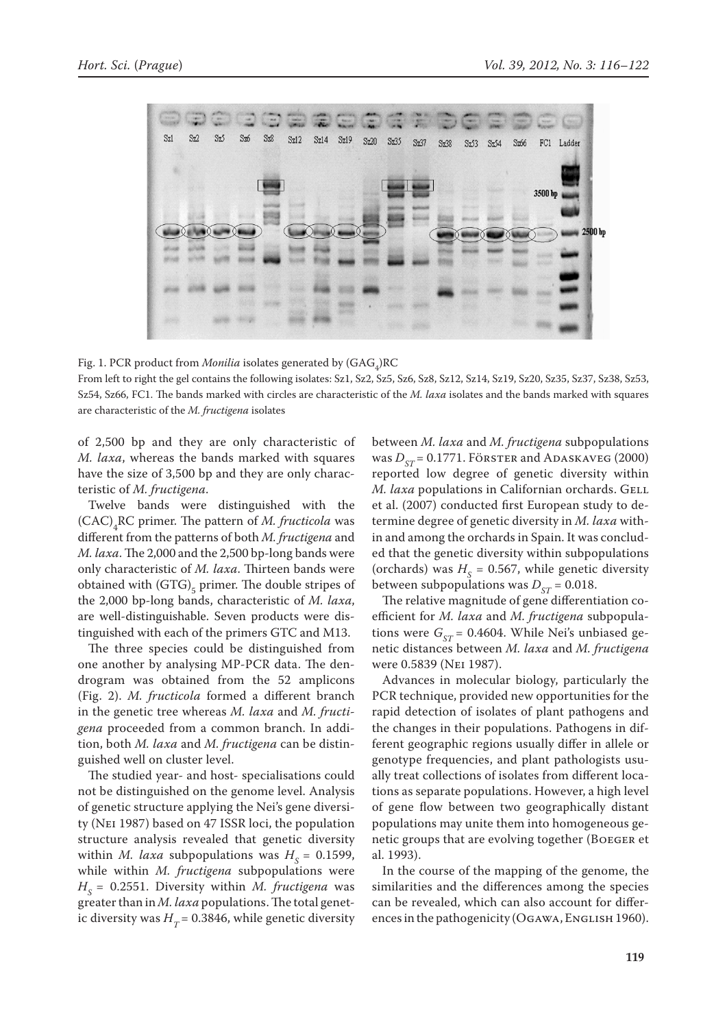Fig. 1. PCR product from *Monilia* isolates generated by $(GAG_4)RC$

From left to right the gel contains the following isolates: Sz1, Sz2, Sz5, Sz6, Sz8, Sz12, Sz14, Sz19, Sz20, Sz35, Sz37, Sz38, Sz53, Sz54, Sz66, FC1. The bands marked with circles are characteristic of the *M. laxa* isolates and the bands marked with squares are characteristic of the *M. fructigena* isolates

of 2,500 bp and they are only characteristic of *M. laxa*, whereas the bands marked with squares have the size of 3,500 bp and they are only characteristic of *M. fructigena*.

Twelve bands were distinguished with the $(CAC)_4RC$ primer. The pattern of *M. fructicola* was different from the patterns of both *M. fructigena* and *M. laxa*. The 2,000 and the 2,500 bp-long bands were only characteristic of *M. laxa*. Thirteen bands were obtained with $(GTG)_5$ primer. The double stripes of the 2,000 bp-long bands, characteristic of *M. laxa*, are well-distinguishable. Seven products were distinguished with each of the primers GTC and M13.

The three species could be distinguished from one another by analysing MP-PCR data. The dendrogram was obtained from the 52 amplicons (Fig. 2). *M. fructicola* formed a different branch in the genetic tree whereas *M. laxa* and *M. fructigena* proceeded from a common branch. In addition, both *M. laxa* and *M. fructigena* can be distinguished well on cluster level.

The studied year- and host- specialisations could not be distinguished on the genome level. Analysis of genetic structure applying the Nei's gene diversity (Nei 1987) based on 47 ISSR loci, the population structure analysis revealed that genetic diversity within *M. laxa* subpopulations was $H_S$ = 0.1599, while within *M. fructigena* subpopulations were $H_S$ = 0.2551. Diversity within *M. fructigena* was greater than in *M. laxa* populations. The total genetic diversity was $H_T$ = 0.3846, while genetic diversity between *M. laxa* and *M. fructigena* subpopulations was $D_{ST}$ = 0.1771. Förster and Adaskaveg (2000) reported low degree of genetic diversity within *M. laxa* populations in Californian orchards. Gell et al. (2007) conducted first European study to determine degree of genetic diversity in *M. laxa* within and among the orchards in Spain. It was concluded that the genetic diversity within subpopulations (orchards) was $H_S$ = 0.567, while genetic diversity between subpopulations was $D_{ST}$ = 0.018.

The relative magnitude of gene differentiation coefficient for *M. laxa* and *M. fructigena* subpopulations were $G_{ST}$ = 0.4604. While Nei's unbiased genetic distances between *M. laxa* and *M. fructigena* were 0.5839 (Nei 1987).

Advances in molecular biology, particularly the PCR technique, provided new opportunities for the rapid detection of isolates of plant pathogens and the changes in their populations. Pathogens in different geographic regions usually differ in allele or genotype frequencies, and plant pathologists usually treat collections of isolates from different locations as separate populations. However, a high level of gene flow between two geographically distant populations may unite them into homogeneous genetic groups that are evolving together (Boeger et al. 1993).

In the course of the mapping of the genome, the similarities and the differences among the species can be revealed, which can also account for differences in the pathogenicity (Ogawa, English 1960).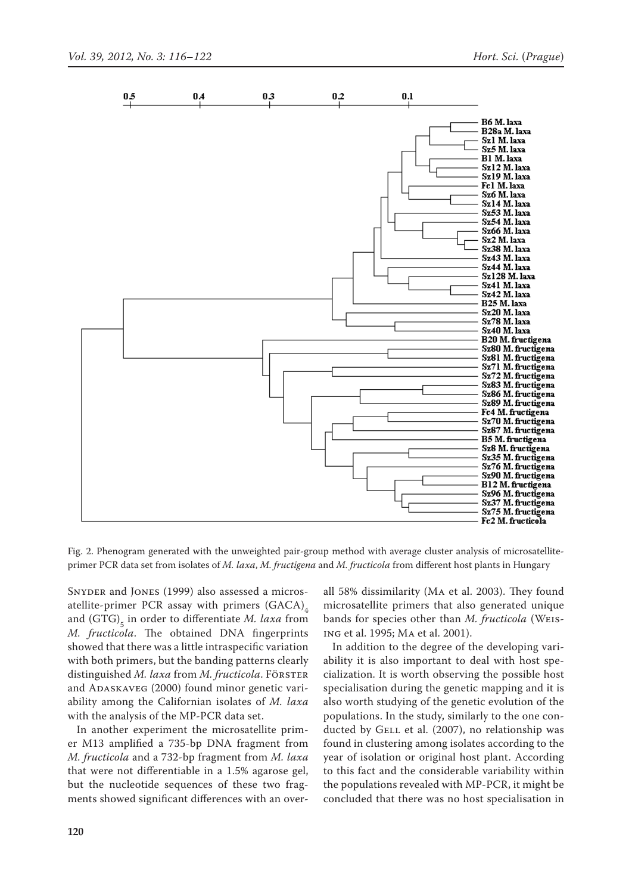Fig. 2. Phenogram generated with the unweighted pair-group method with average cluster analysis of microsatellite-primer PCR data set from isolates of *M. laxa*, *M. fructigena* and *M. fructicola* from different host plants in Hungary

Snyder and Jones (1999) also assessed a microsatellite-primer PCR assay with primers $(GACA)_4$ and $(GTG)_5$ in order to differentiate *M. laxa* from *M. fructicola*. The obtained DNA fingerprints showed that there was a little intraspecific variation with both primers, but the banding patterns clearly distinguished *M. laxa* from *M. fructicola*. Förster and Adaskaveg (2000) found minor genetic variability among the Californian isolates of *M. laxa* with the analysis of the MP-PCR data set.

In another experiment the microsatellite primer M13 amplified a 735-bp DNA fragment from *M. fructicola* and a 732-bp fragment from *M. laxa* that were not differentiable in a 1.5% agarose gel, but the nucleotide sequences of these two fragments showed significant differences with an overall 58% dissimilarity (Ma et al. 2003). They found microsatellite primers that also generated unique bands for species other than *M. fructicola* (Weising et al. 1995; Ma et al. 2001).

In addition to the degree of the developing variability it is also important to deal with host specialization. It is worth observing the possible host specialisation during the genetic mapping and it is also worth studying of the genetic evolution of the populations. In the study, similarly to the one conducted by Gell et al. (2007), no relationship was found in clustering among isolates according to the year of isolation or original host plant. According to this fact and the considerable variability within the populations revealed with MP-PCR, it might be concluded that there was no host specialisation in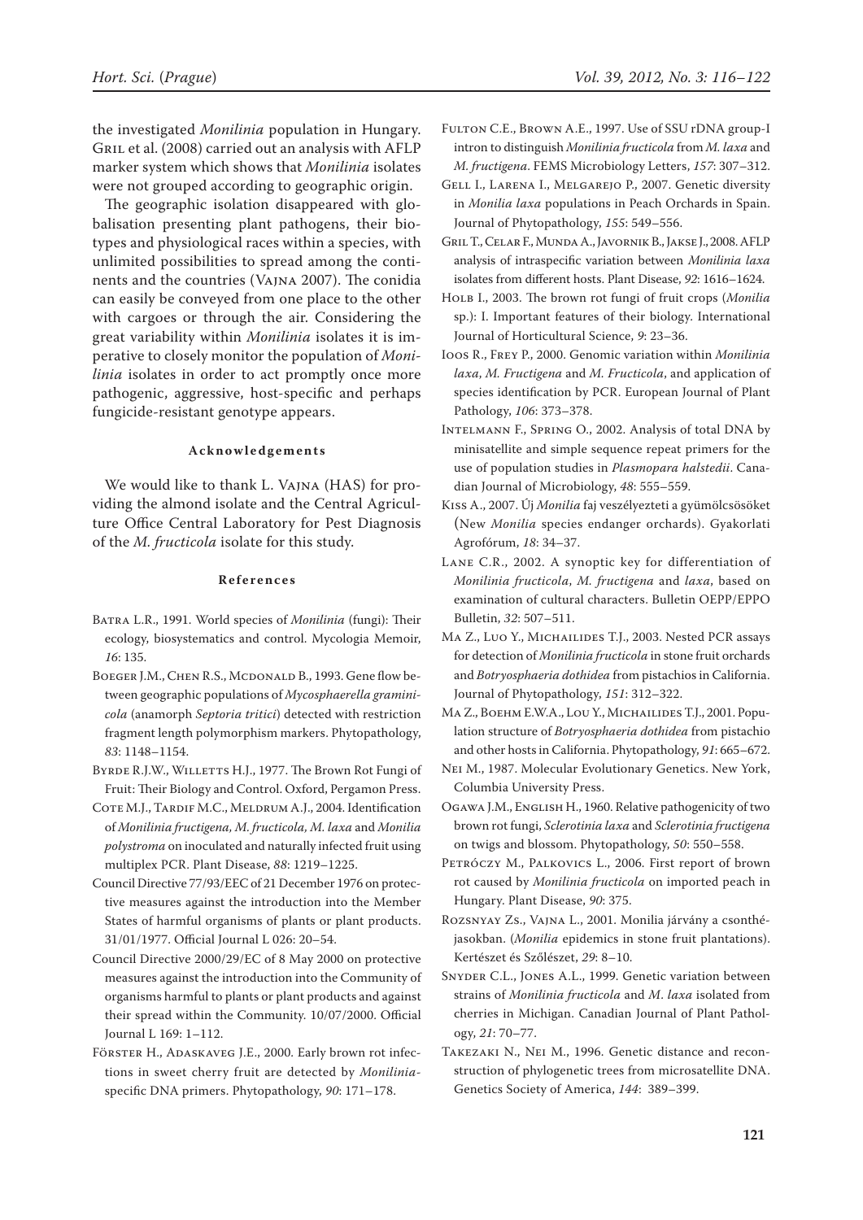the investigated *Monilinia* population in Hungary. Gril et al. (2008) carried out an analysis with AFLP marker system which shows that *Monilinia* isolates were not grouped according to geographic origin.

The geographic isolation disappeared with globalisation presenting plant pathogens, their biotypes and physiological races within a species, with unlimited possibilities to spread among the continents and the countries (Vajna 2007). The conidia can easily be conveyed from one place to the other with cargoes or through the air. Considering the great variability within *Monilinia* isolates it is imperative to closely monitor the population of *Monilinia* isolates in order to act promptly once more pathogenic, aggressive, host-specific and perhaps fungicide-resistant genotype appears.

#### Acknowledgements

We would like to thank L. Vajna (HAS) for providing the almond isolate and the Central Agriculture Office Central Laboratory for Pest Diagnosis of the *M. fructicola* isolate for this study.

#### References

Batra L.R., 1991. World species of *Monilinia* (fungi): Their ecology, biosystematics and control. Mycologia Memoir, *16*: 135.

Boeger J.M., Chen R.S., Mcdonald B., 1993. Gene flow between geographic populations of *Mycosphaerella graminicola* (anamorph *Septoria tritici*) detected with restriction fragment length polymorphism markers. Phytopathology, *83*: 1148–1154.

Byrde R.J.W., Willetts H.J., 1977. The Brown Rot Fungi of Fruit: Their Biology and Control. Oxford, Pergamon Press.

Cote M.J., Tardif M.C., Meldrum A.J., 2004. Identification of *Monilinia fructigena, M. fructicola, M. laxa* and *Monilia polystroma* on inoculated and naturally infected fruit using multiplex PCR. Plant Disease, *88*: 1219–1225.

Council Directive 77/93/EEC of 21 December 1976 on protective measures against the introduction into the Member States of harmful organisms of plants or plant products. 31/01/1977. Official Journal L 026: 20–54.

Council Directive 2000/29/EC of 8 May 2000 on protective measures against the introduction into the Community of organisms harmful to plants or plant products and against their spread within the Community. 10/07/2000. Official Journal L 169: 1–112.

Förster H., Adaskaveg J.E., 2000. Early brown rot infections in sweet cherry fruit are detected by *Monilinia*-specific DNA primers. Phytopathology, *90*: 171–178.

Fulton C.E., Brown A.E., 1997. Use of SSU rDNA group-I intron to distinguish *Monilinia fructicola* from *M. laxa* and *M. fructigena*. FEMS Microbiology Letters, *157*: 307–312.

Gell I., Larena I., Melgarejo P., 2007. Genetic diversity in *Monilia laxa* populations in Peach Orchards in Spain. Journal of Phytopathology, *155*: 549–556.

Gril T., Celar F., Munda A., Javornik B., Jakse J., 2008. AFLP analysis of intraspecific variation between *Monilinia laxa* isolates from different hosts. Plant Disease, *92*: 1616–1624.

Holb I., 2003. The brown rot fungi of fruit crops (*Monilia* sp.): I. Important features of their biology. International Journal of Horticultural Science, *9*: 23–36.

Ioos R., Frey P., 2000. Genomic variation within *Monilinia laxa, M. Fructigena* and *M. Fructicola*, and application of species identification by PCR. European Journal of Plant Pathology, *106*: 373–378.

Intelmann F., Spring O., 2002. Analysis of total DNA by minisatellite and simple sequence repeat primers for the use of population studies in *Plasmopara halstedii*. Canadian Journal of Microbiology, *48*: 555–559.

Kiss A., 2007. Új *Monilia* faj veszélyezteti a gyümölcsösöket (New *Monilia* species endanger orchards). Gyakorlati Agrofórum, *18*: 34–37.

Lane C.R., 2002. A synoptic key for differentiation of *Monilinia fructicola, M. fructigena* and *laxa*, based on examination of cultural characters. Bulletin OEPP/EPPO Bulletin, *32*: 507–511.

Ma Z., Luo Y., Michailides T.J., 2003. Nested PCR assays for detection of *Monilinia fructicola* in stone fruit orchards and *Botryosphaeria dothidea* from pistachios in California. Journal of Phytopathology, *151*: 312–322.

Ma Z., Boehm E.W.A., Lou Y., Michailides T.J., 2001. Population structure of *Botryosphaeria dothidea* from pistachio and other hosts in California. Phytopathology, *91*: 665–672.

Nei M., 1987. Molecular Evolutionary Genetics. New York, Columbia University Press.

Ogawa J.M., English H., 1960. Relative pathogenicity of two brown rot fungi, *Sclerotinia laxa* and *Sclerotinia fructigena* on twigs and blossom. Phytopathology, *50*: 550–558.

Petróczy M., Palkovics L., 2006. First report of brown rot caused by *Monilinia fructicola* on imported peach in Hungary. Plant Disease, *90*: 375.

Rozsnyay Zs., Vajna L., 2001. Monilia járvány a csonthéjasokban. (*Monilia* epidemics in stone fruit plantations). Kertészet és Szőlészet, *29*: 8–10.

Snyder C.L., Jones A.L., 1999. Genetic variation between strains of *Monilinia fructicola* and *M. laxa* isolated from cherries in Michigan. Canadian Journal of Plant Pathology, *21*: 70–77.

Takezaki N., Nei M., 1996. Genetic distance and reconstruction of phylogenetic trees from microsatellite DNA. Genetics Society of America, *144*: 389–399.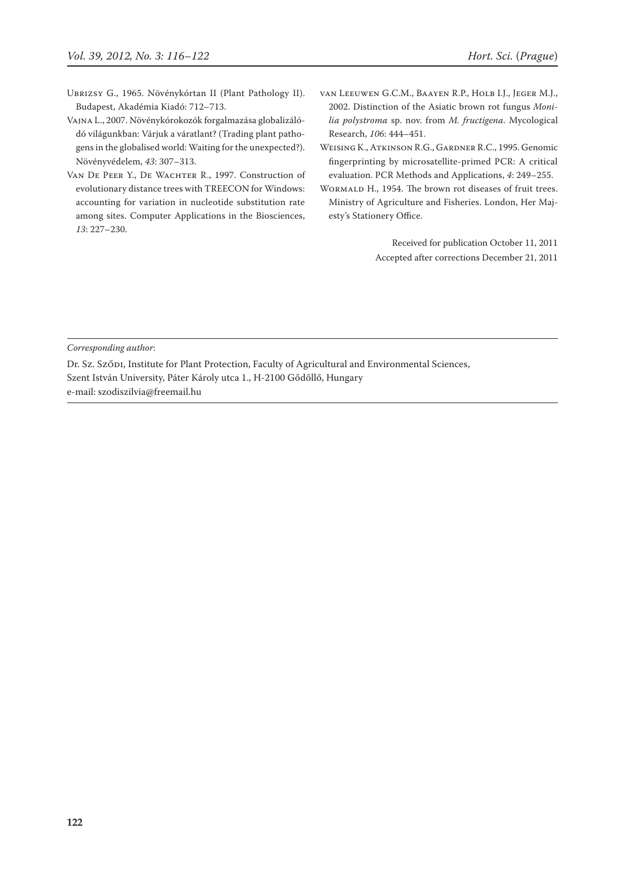Ubrizsy G., 1965. Növénykórtan II (Plant Pathology II). Budapest, Akadémia Kiadó: 712–713.

Vajna L., 2007. Növénykórokozók forgalmazása globalizálódó világunkban: Várjuk a váratlant? (Trading plant pathogens in the globalised world: Waiting for the unexpected?). Növényvédelem, *43*: 307–313.

Van De Peer Y., De Wachter R., 1997. Construction of evolutionary distance trees with TREECON for Windows: accounting for variation in nucleotide substitution rate among sites. Computer Applications in the Biosciences, *13*: 227–230.

van Leeuwen G.C.M., Baayen R.P., Holb I.J., Jeger M.J., 2002. Distinction of the Asiatic brown rot fungus *Monilia polystroma* sp. nov. from *M. fructigena*. Mycological Research, *106*: 444–451.

Weising K., Atkinson R.G., Gardner R.C., 1995. Genomic fingerprinting by microsatellite-primed PCR: A critical evaluation. PCR Methods and Applications, *4*: 249–255.

Wormald H., 1954. The brown rot diseases of fruit trees. Ministry of Agriculture and Fisheries. London, Her Majesty's Stationery Office.

Received for publication October 11, 2011
Accepted after corrections December 21, 2011

*Corresponding author*:

Dr. Sz. Sződi, Institute for Plant Protection, Faculty of Agricultural and Environmental Sciences, Szent István University, Páter Károly utca 1., H-2100 Gődöllő, Hungary
e-mail: szodiszilvia@freemail.hu